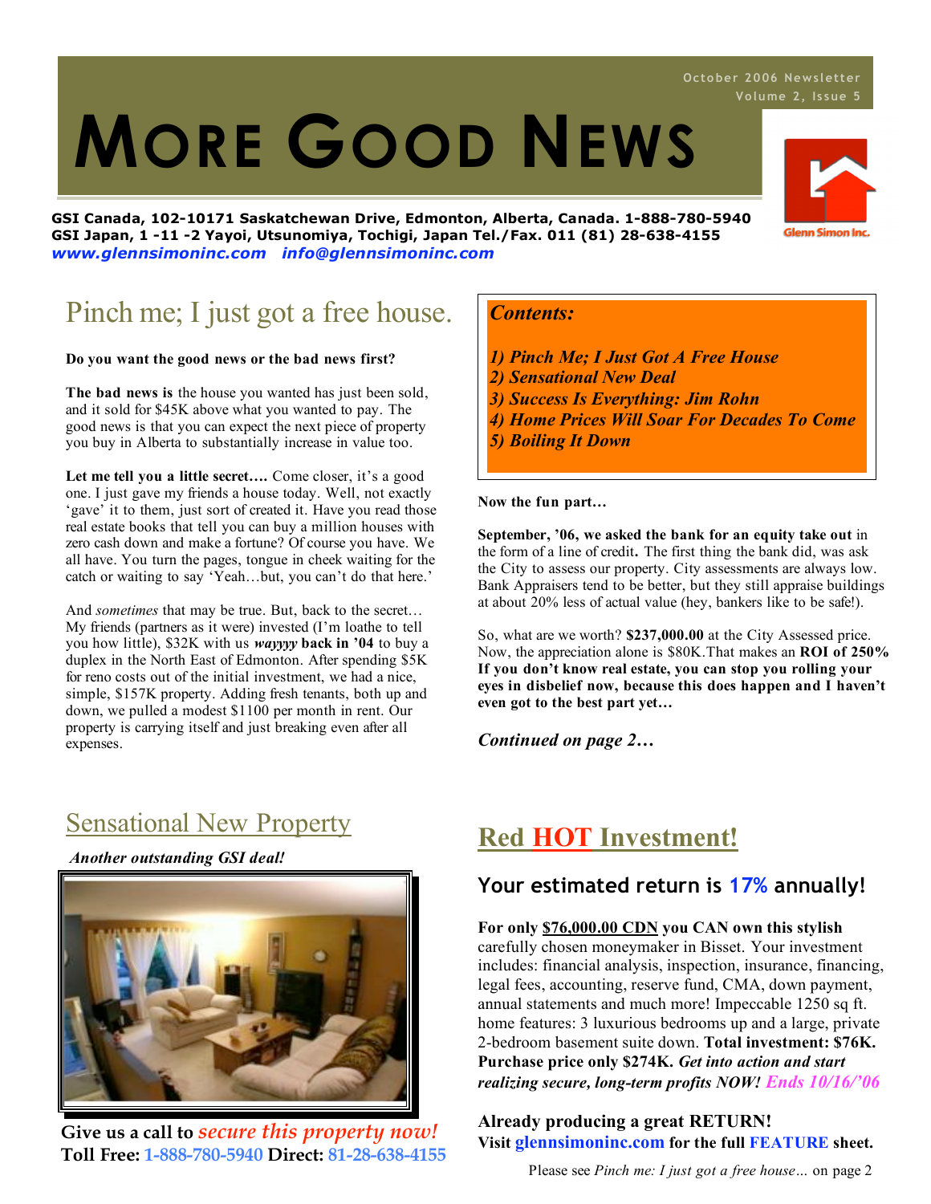October 2006 Newsletter
Volume 2, Issue 5

# MORE GOOD NEWS

**GSI Canada, 102-10171 Saskatchewan Drive, Edmonton, Alberta, Canada. 1-888-780-5940**
**GSI Japan, 1 -11 -2 Yayoi, Utsunomiya, Tochigi, Japan Tel./Fax. 011 (81) 28-638-4155**
***www.glennsimoninc.com info@glennsimoninc.com***

Glenn Simon Inc.

## Pinch me; I just got a free house.

**Do you want the good news or the bad news first?**

**The bad news is** the house you wanted has just been sold, and it sold for $45K above what you wanted to pay. The good news is that you can expect the next piece of property you buy in Alberta to substantially increase in value too.

**Let me tell you a little secret….** Come closer, it's a good one. I just gave my friends a house today. Well, not exactly 'gave' it to them, just sort of created it. Have you read those real estate books that tell you can buy a million houses with zero cash down and make a fortune? Of course you have. We all have. You turn the pages, tongue in cheek waiting for the catch or waiting to say 'Yeah…but, you can't do that here.'

And *sometimes* that may be true. But, back to the secret… My friends (partners as it were) invested (I'm loathe to tell you how little), $32K with us ***wayyyy*** **back in '04** to buy a duplex in the North East of Edmonton. After spending $5K for reno costs out of the initial investment, we had a nice, simple, $157K property. Adding fresh tenants, both up and down, we pulled a modest $1100 per month in rent. Our property is carrying itself and just breaking even after all expenses.

***Contents:***

***1) Pinch Me; I Just Got A Free House***
***2) Sensational New Deal***
***3) Success Is Everything: Jim Rohn***
***4) Home Prices Will Soar For Decades To Come***
***5) Boiling It Down***

**Now the fun part…**

**September, '06, we asked the bank for an equity take out** in the form of a line of credit**.** The first thing the bank did, was ask the City to assess our property. City assessments are always low. Bank Appraisers tend to be better, but they still appraise buildings at about 20% less of actual value (hey, bankers like to be safe!).

So, what are we worth? **$237,000.00** at the City Assessed price. Now, the appreciation alone is $80K.That makes an **ROI of 250% If you don't know real estate, you can stop you rolling your eyes in disbelief now, because this does happen and I haven't even got to the best part yet…**

***Continued on page 2…***

## Sensational New Property

***Another outstanding GSI deal!***

**Give us a call to *secure this property now!***
**Toll Free: 1-888-780-5940 Direct: 81-28-638-4155**

## Red HOT Investment!

### Your estimated return is 17% annually!

**For only <u>$76,000.00 CDN</u> you CAN own this stylish** carefully chosen moneymaker in Bisset. Your investment includes: financial analysis, inspection, insurance, financing, legal fees, accounting, reserve fund, CMA, down payment, annual statements and much more! Impeccable 1250 sq ft. home features: 3 luxurious bedrooms up and a large, private 2-bedroom basement suite down. **Total investment: $76K. Purchase price only $274K.** ***Get into action and start realizing secure, long-term profits NOW! Ends 10/16/'06***

**Already producing a great RETURN!**
**Visit glennsimoninc.com for the full FEATURE sheet.**

Please see *Pinch me: I just got a free house…* on page 2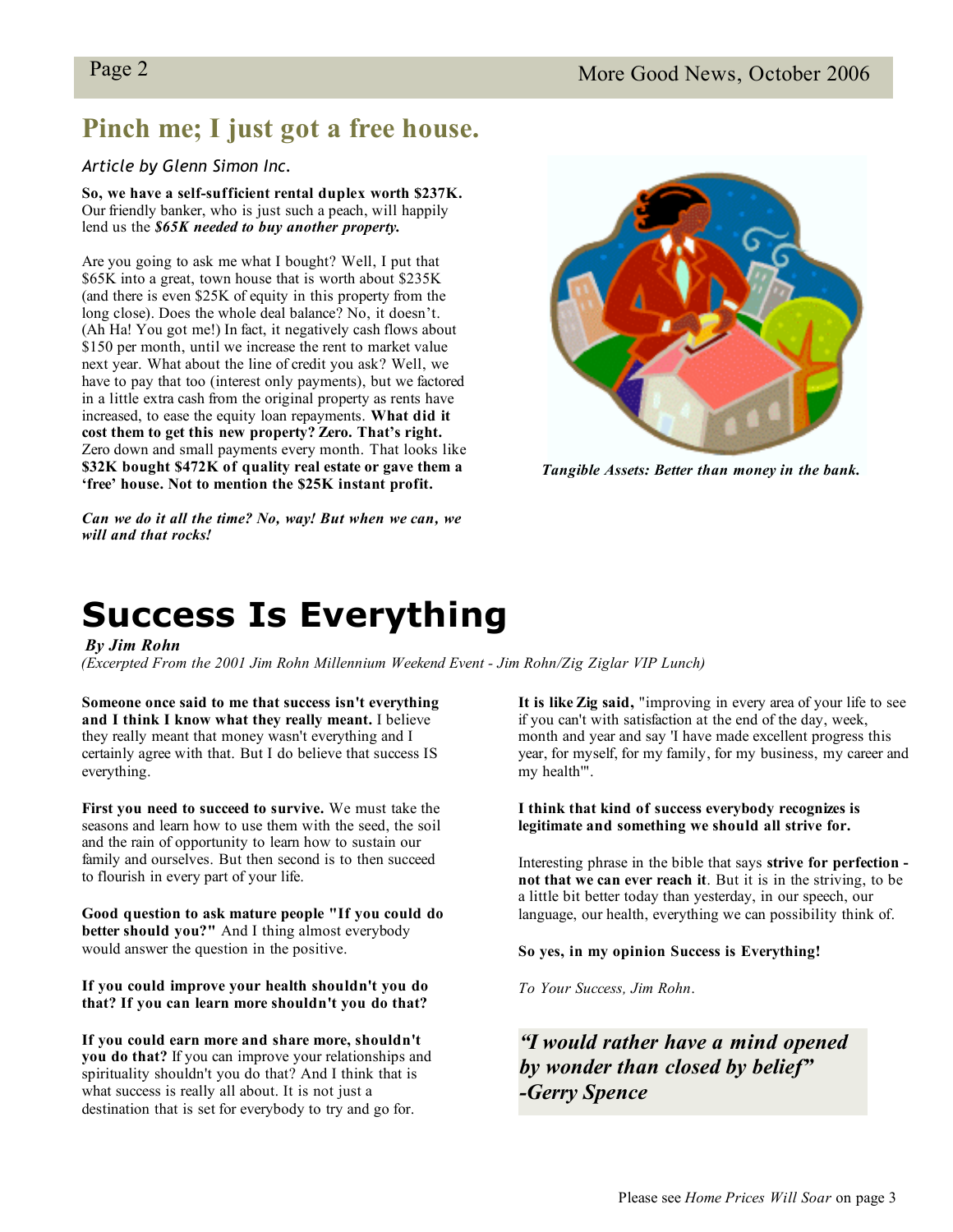## Pinch me; I just got a free house.

*Article by Glenn Simon Inc.*

**So, we have a self-sufficient rental duplex worth $237K.** Our friendly banker, who is just such a peach, will happily lend us the ***$65K needed to buy another property.***

Are you going to ask me what I bought? Well, I put that $65K into a great, town house that is worth about $235K (and there is even $25K of equity in this property from the long close). Does the whole deal balance? No, it doesn't. (Ah Ha! You got me!) In fact, it negatively cash flows about $150 per month, until we increase the rent to market value next year. What about the line of credit you ask? Well, we have to pay that too (interest only payments), but we factored in a little extra cash from the original property as rents have increased, to ease the equity loan repayments. **What did it cost them to get this new property? Zero. That's right.** Zero down and small payments every month. That looks like **$32K bought $472K of quality real estate or gave them a 'free' house. Not to mention the $25K instant profit.**

***Can we do it all the time? No, way! But when we can, we will and that rocks!***

*Tangible Assets: Better than money in the bank.*

# Success Is Everything

***By Jim Rohn***

*(Excerpted From the 2001 Jim Rohn Millennium Weekend Event - Jim Rohn/Zig Ziglar VIP Lunch)*

**Someone once said to me that success isn't everything and I think I know what they really meant.** I believe they really meant that money wasn't everything and I certainly agree with that. But I do believe that success IS everything.

**First you need to succeed to survive.** We must take the seasons and learn how to use them with the seed, the soil and the rain of opportunity to learn how to sustain our family and ourselves. But then second is to then succeed to flourish in every part of your life.

**Good question to ask mature people "If you could do better should you?"** And I thing almost everybody would answer the question in the positive.

**If you could improve your health shouldn't you do that? If you can learn more shouldn't you do that?**

**If you could earn more and share more, shouldn't you do that?** If you can improve your relationships and spirituality shouldn't you do that? And I think that is what success is really all about. It is not just a destination that is set for everybody to try and go for.

**It is like Zig said,** "improving in every area of your life to see if you can't with satisfaction at the end of the day, week, month and year and say 'I have made excellent progress this year, for myself, for my family, for my business, my career and my health'".

**I think that kind of success everybody recognizes is legitimate and something we should all strive for.**

Interesting phrase in the bible that says **strive for perfection - not that we can ever reach it**. But it is in the striving, to be a little bit better today than yesterday, in our speech, our language, our health, everything we can possibility think of.

**So yes, in my opinion Success is Everything!**

*To Your Success, Jim Rohn.*

> ***"I would rather have a mind opened by wonder than closed by belief" -Gerry Spence***

Please see *Home Prices Will Soar* on page 3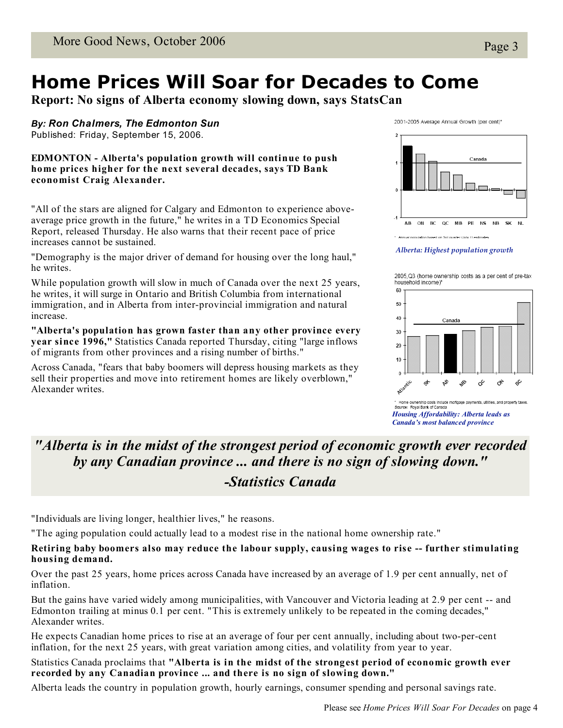# Home Prices Will Soar for Decades to Come

**Report: No signs of Alberta economy slowing down, says StatsCan**

***By: Ron Chalmers, The Edmonton Sun***
Published: Friday, September 15, 2006.

**EDMONTON - Alberta's population growth will continue to push home prices higher for the next several decades, says TD Bank economist Craig Alexander.**

"All of the stars are aligned for Calgary and Edmonton to experience above-average price growth in the future," he writes in a TD Economics Special Report, released Thursday. He also warns that their recent pace of price increases cannot be sustained.

"Demography is the major driver of demand for housing over the long haul," he writes.

While population growth will slow in much of Canada over the next 25 years, he writes, it will surge in Ontario and British Columbia from international immigration, and in Alberta from inter-provincial immigration and natural increase.

**"Alberta's population has grown faster than any other province every year since 1996,"** Statistics Canada reported Thursday, citing "large inflows of migrants from other provinces and a rising number of births."

Across Canada, "fears that baby boomers will depress housing markets as they sell their properties and move into retirement homes are likely overblown," Alexander writes.

2001-2005 Average Annual Growth (per cent)*

\* Annual population based on 3rd quarter (July 1) estimates

*Alberta: Highest population growth*

2005,Q3 (home ownership costs as a per cent of pre-tax household income)*

\* Home ownership costs include mortgage payments, utilities, and property taxes.
Source: Royal Bank of Canada

*Housing Affordability: Alberta leads as Canada's most balanced province*

> ***"Alberta is in the midst of the strongest period of economic growth ever recorded by any Canadian province ... and there is no sign of slowing down."***
> ***-Statistics Canada***

"Individuals are living longer, healthier lives," he reasons.

"The aging population could actually lead to a modest rise in the national home ownership rate."

**Retiring baby boomers also may reduce the labour supply, causing wages to rise -- further stimulating housing demand.**

Over the past 25 years, home prices across Canada have increased by an average of 1.9 per cent annually, net of inflation.

But the gains have varied widely among municipalities, with Vancouver and Victoria leading at 2.9 per cent -- and Edmonton trailing at minus 0.1 per cent. "This is extremely unlikely to be repeated in the coming decades," Alexander writes.

He expects Canadian home prices to rise at an average of four per cent annually, including about two-per-cent inflation, for the next 25 years, with great variation among cities, and volatility from year to year.

Statistics Canada proclaims that **"Alberta is in the midst of the strongest period of economic growth ever recorded by any Canadian province ... and there is no sign of slowing down."**

Alberta leads the country in population growth, hourly earnings, consumer spending and personal savings rate.

Please see *Home Prices Will Soar For Decades* on page 4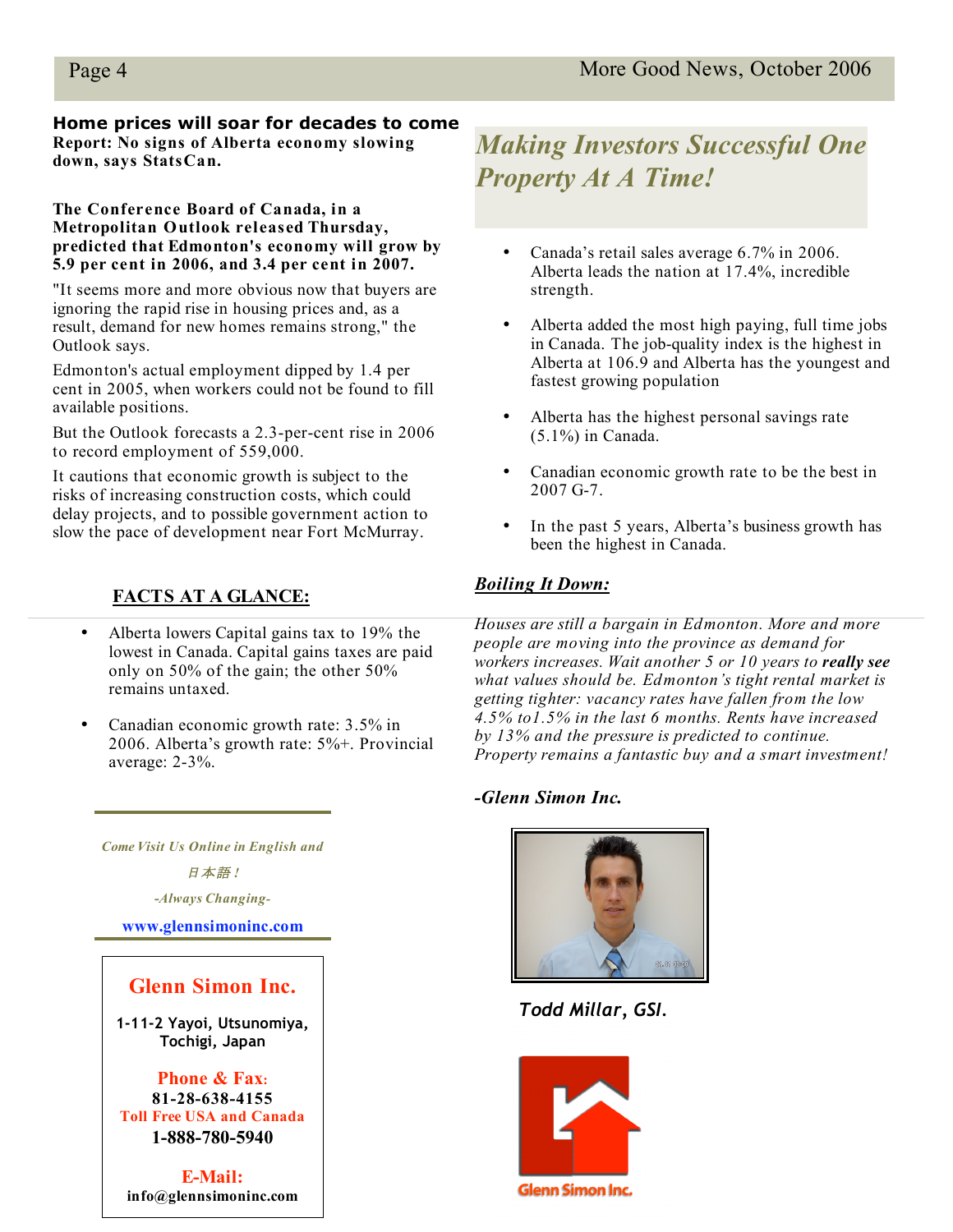## Home prices will soar for decades to come

**Report: No signs of Alberta economy slowing down, says StatsCan.**

**The Conference Board of Canada, in a Metropolitan Outlook released Thursday, predicted that Edmonton's economy will grow by 5.9 per cent in 2006, and 3.4 per cent in 2007.**

"It seems more and more obvious now that buyers are ignoring the rapid rise in housing prices and, as a result, demand for new homes remains strong," the Outlook says.

Edmonton's actual employment dipped by 1.4 per cent in 2005, when workers could not be found to fill available positions.

But the Outlook forecasts a 2.3-per-cent rise in 2006 to record employment of 559,000.

It cautions that economic growth is subject to the risks of increasing construction costs, which could delay projects, and to possible government action to slow the pace of development near Fort McMurray.

### FACTS AT A GLANCE:

- Alberta lowers Capital gains tax to 19% the lowest in Canada. Capital gains taxes are paid only on 50% of the gain; the other 50% remains untaxed.
- Canadian economic growth rate: 3.5% in 2006. Alberta's growth rate: 5%+. Provincial average: 2-3%.

*Come Visit Us Online in English and*

*日本語！*

*-Always Changing-*

**www.glennsimoninc.com**

**Glenn Simon Inc.**

**1-11-2 Yayoi, Utsunomiya, Tochigi, Japan**

**Phone & Fax:**
**81-28-638-4155**
**Toll Free USA and Canada**
**1-888-780-5940**

**E-Mail:**
**info@glennsimoninc.com**

## *Making Investors Successful One Property At A Time!*

- Canada's retail sales average 6.7% in 2006. Alberta leads the nation at 17.4%, incredible strength.
- Alberta added the most high paying, full time jobs in Canada. The job-quality index is the highest in Alberta at 106.9 and Alberta has the youngest and fastest growing population
- Alberta has the highest personal savings rate (5.1%) in Canada.
- Canadian economic growth rate to be the best in 2007 G-7.
- In the past 5 years, Alberta's business growth has been the highest in Canada.

### *Boiling It Down:*

*Houses are still a bargain in Edmonton. More and more people are moving into the province as demand for workers increases. Wait another 5 or 10 years to **really see** what values should be. Edmonton's tight rental market is getting tighter: vacancy rates have fallen from the low 4.5% to1.5% in the last 6 months. Rents have increased by 13% and the pressure is predicted to continue. Property remains a fantastic buy and a smart investment!*

***-Glenn Simon Inc.***

*Todd Millar, GSI.*

Glenn Simon Inc.